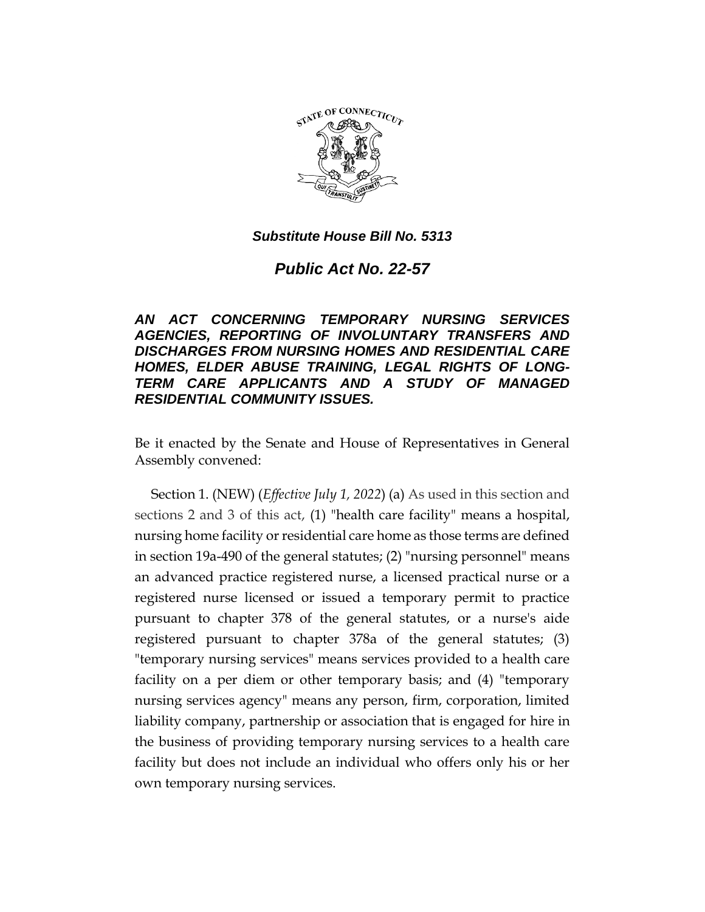***Substitute House Bill No. 5313***

# ***Public Act No. 22-57***

***AN ACT CONCERNING TEMPORARY NURSING SERVICES AGENCIES, REPORTING OF INVOLUNTARY TRANSFERS AND DISCHARGES FROM NURSING HOMES AND RESIDENTIAL CARE HOMES, ELDER ABUSE TRAINING, LEGAL RIGHTS OF LONG-TERM CARE APPLICANTS AND A STUDY OF MANAGED RESIDENTIAL COMMUNITY ISSUES.***

Be it enacted by the Senate and House of Representatives in General Assembly convened:

Section 1. (NEW) (*Effective July 1, 2022*) (a) As used in this section and sections 2 and 3 of this act, (1) "health care facility" means a hospital, nursing home facility or residential care home as those terms are defined in section 19a-490 of the general statutes; (2) "nursing personnel" means an advanced practice registered nurse, a licensed practical nurse or a registered nurse licensed or issued a temporary permit to practice pursuant to chapter 378 of the general statutes, or a nurse's aide registered pursuant to chapter 378a of the general statutes; (3) "temporary nursing services" means services provided to a health care facility on a per diem or other temporary basis; and (4) "temporary nursing services agency" means any person, firm, corporation, limited liability company, partnership or association that is engaged for hire in the business of providing temporary nursing services to a health care facility but does not include an individual who offers only his or her own temporary nursing services.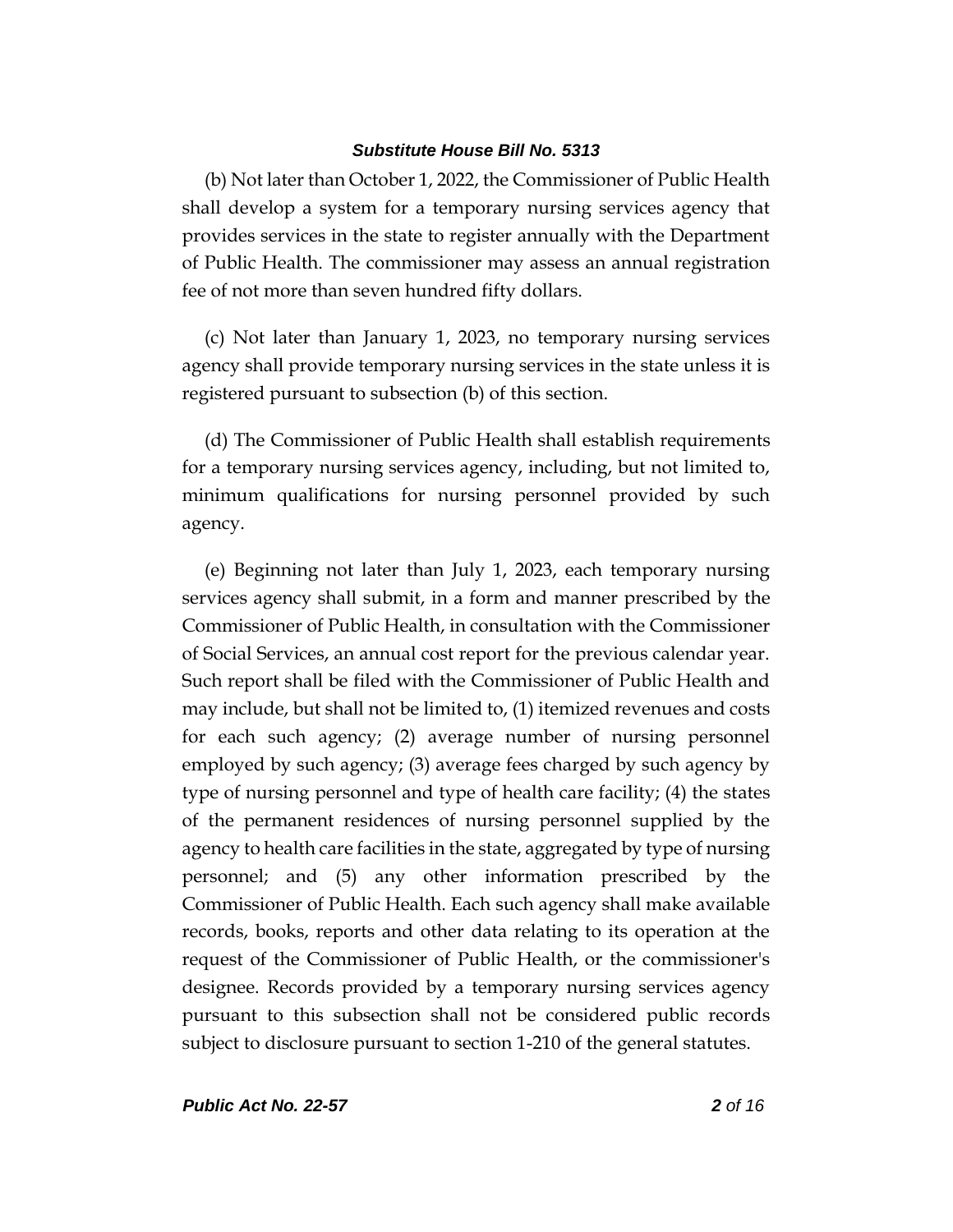(b) Not later than October 1, 2022, the Commissioner of Public Health shall develop a system for a temporary nursing services agency that provides services in the state to register annually with the Department of Public Health. The commissioner may assess an annual registration fee of not more than seven hundred fifty dollars.

(c) Not later than January 1, 2023, no temporary nursing services agency shall provide temporary nursing services in the state unless it is registered pursuant to subsection (b) of this section.

(d) The Commissioner of Public Health shall establish requirements for a temporary nursing services agency, including, but not limited to, minimum qualifications for nursing personnel provided by such agency.

(e) Beginning not later than July 1, 2023, each temporary nursing services agency shall submit, in a form and manner prescribed by the Commissioner of Public Health, in consultation with the Commissioner of Social Services, an annual cost report for the previous calendar year. Such report shall be filed with the Commissioner of Public Health and may include, but shall not be limited to, (1) itemized revenues and costs for each such agency; (2) average number of nursing personnel employed by such agency; (3) average fees charged by such agency by type of nursing personnel and type of health care facility; (4) the states of the permanent residences of nursing personnel supplied by the agency to health care facilities in the state, aggregated by type of nursing personnel; and (5) any other information prescribed by the Commissioner of Public Health. Each such agency shall make available records, books, reports and other data relating to its operation at the request of the Commissioner of Public Health, or the commissioner's designee. Records provided by a temporary nursing services agency pursuant to this subsection shall not be considered public records subject to disclosure pursuant to section 1-210 of the general statutes.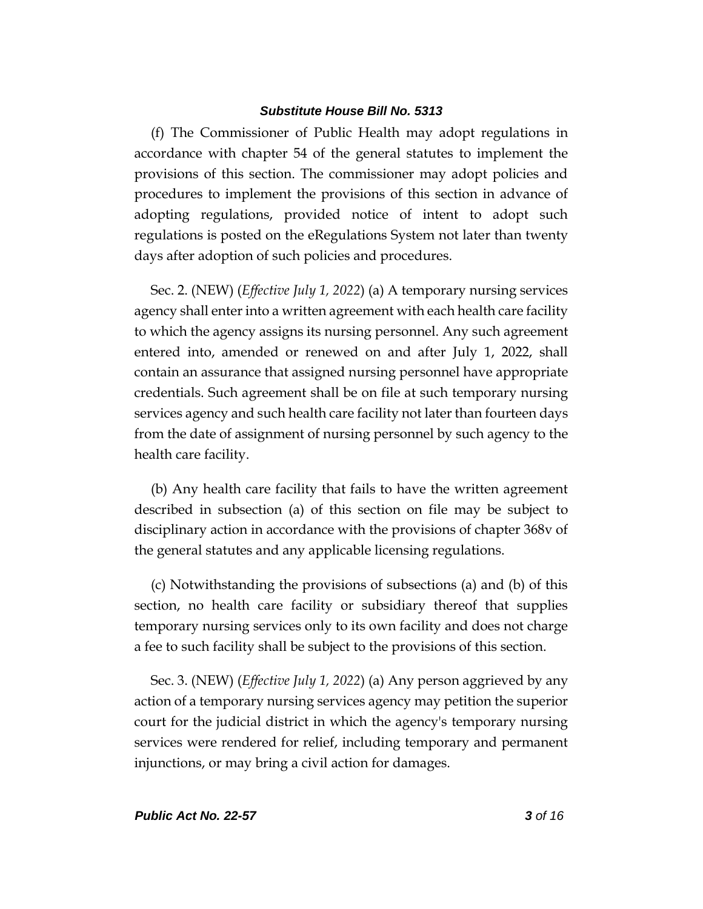(f) The Commissioner of Public Health may adopt regulations in accordance with chapter 54 of the general statutes to implement the provisions of this section. The commissioner may adopt policies and procedures to implement the provisions of this section in advance of adopting regulations, provided notice of intent to adopt such regulations is posted on the eRegulations System not later than twenty days after adoption of such policies and procedures.

Sec. 2. (NEW) (*Effective July 1, 2022*) (a) A temporary nursing services agency shall enter into a written agreement with each health care facility to which the agency assigns its nursing personnel. Any such agreement entered into, amended or renewed on and after July 1, 2022, shall contain an assurance that assigned nursing personnel have appropriate credentials. Such agreement shall be on file at such temporary nursing services agency and such health care facility not later than fourteen days from the date of assignment of nursing personnel by such agency to the health care facility.

(b) Any health care facility that fails to have the written agreement described in subsection (a) of this section on file may be subject to disciplinary action in accordance with the provisions of chapter 368v of the general statutes and any applicable licensing regulations.

(c) Notwithstanding the provisions of subsections (a) and (b) of this section, no health care facility or subsidiary thereof that supplies temporary nursing services only to its own facility and does not charge a fee to such facility shall be subject to the provisions of this section.

Sec. 3. (NEW) (*Effective July 1, 2022*) (a) Any person aggrieved by any action of a temporary nursing services agency may petition the superior court for the judicial district in which the agency's temporary nursing services were rendered for relief, including temporary and permanent injunctions, or may bring a civil action for damages.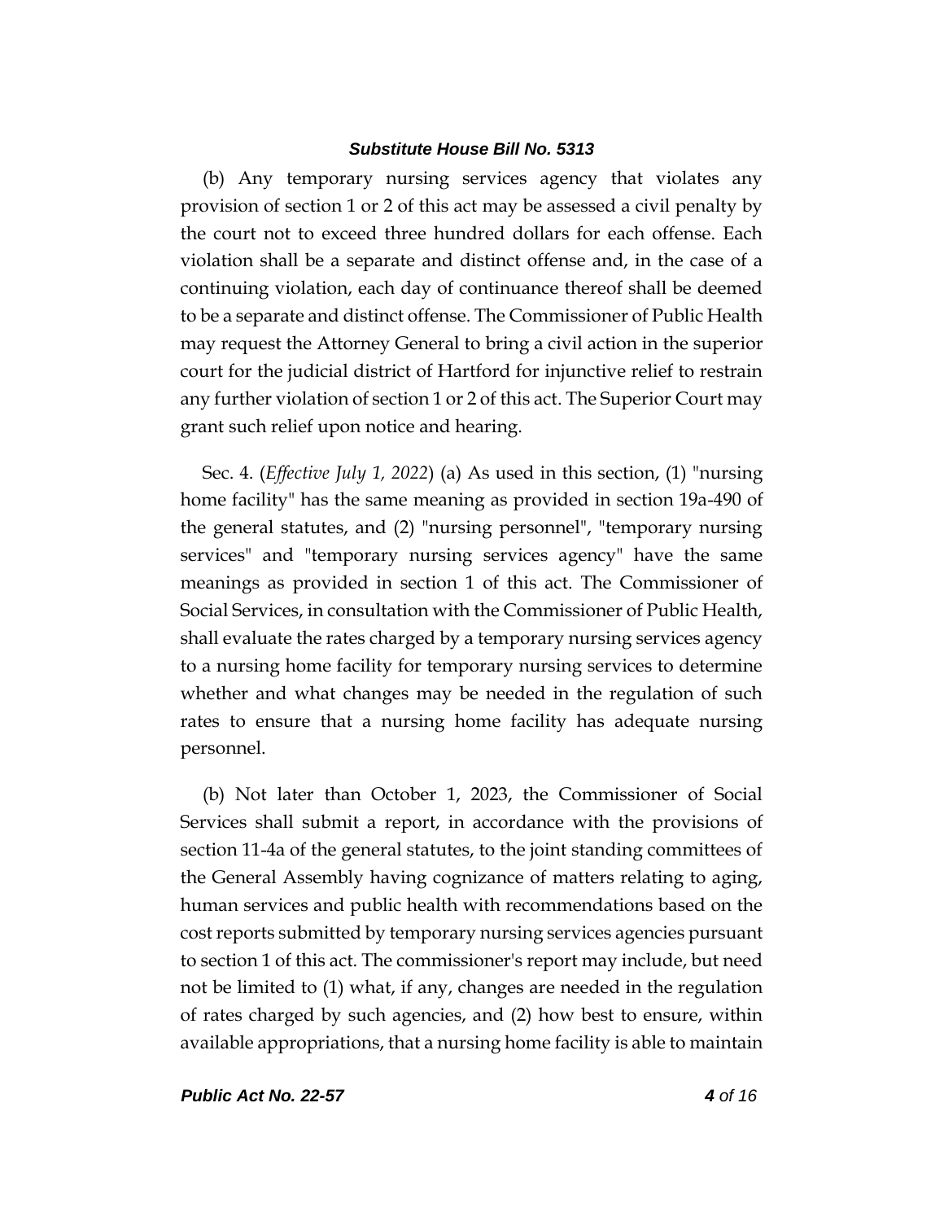(b) Any temporary nursing services agency that violates any provision of section 1 or 2 of this act may be assessed a civil penalty by the court not to exceed three hundred dollars for each offense. Each violation shall be a separate and distinct offense and, in the case of a continuing violation, each day of continuance thereof shall be deemed to be a separate and distinct offense. The Commissioner of Public Health may request the Attorney General to bring a civil action in the superior court for the judicial district of Hartford for injunctive relief to restrain any further violation of section 1 or 2 of this act. The Superior Court may grant such relief upon notice and hearing.

Sec. 4. (*Effective July 1, 2022*) (a) As used in this section, (1) "nursing home facility" has the same meaning as provided in section 19a-490 of the general statutes, and (2) "nursing personnel", "temporary nursing services" and "temporary nursing services agency" have the same meanings as provided in section 1 of this act. The Commissioner of Social Services, in consultation with the Commissioner of Public Health, shall evaluate the rates charged by a temporary nursing services agency to a nursing home facility for temporary nursing services to determine whether and what changes may be needed in the regulation of such rates to ensure that a nursing home facility has adequate nursing personnel.

(b) Not later than October 1, 2023, the Commissioner of Social Services shall submit a report, in accordance with the provisions of section 11-4a of the general statutes, to the joint standing committees of the General Assembly having cognizance of matters relating to aging, human services and public health with recommendations based on the cost reports submitted by temporary nursing services agencies pursuant to section 1 of this act. The commissioner's report may include, but need not be limited to (1) what, if any, changes are needed in the regulation of rates charged by such agencies, and (2) how best to ensure, within available appropriations, that a nursing home facility is able to maintain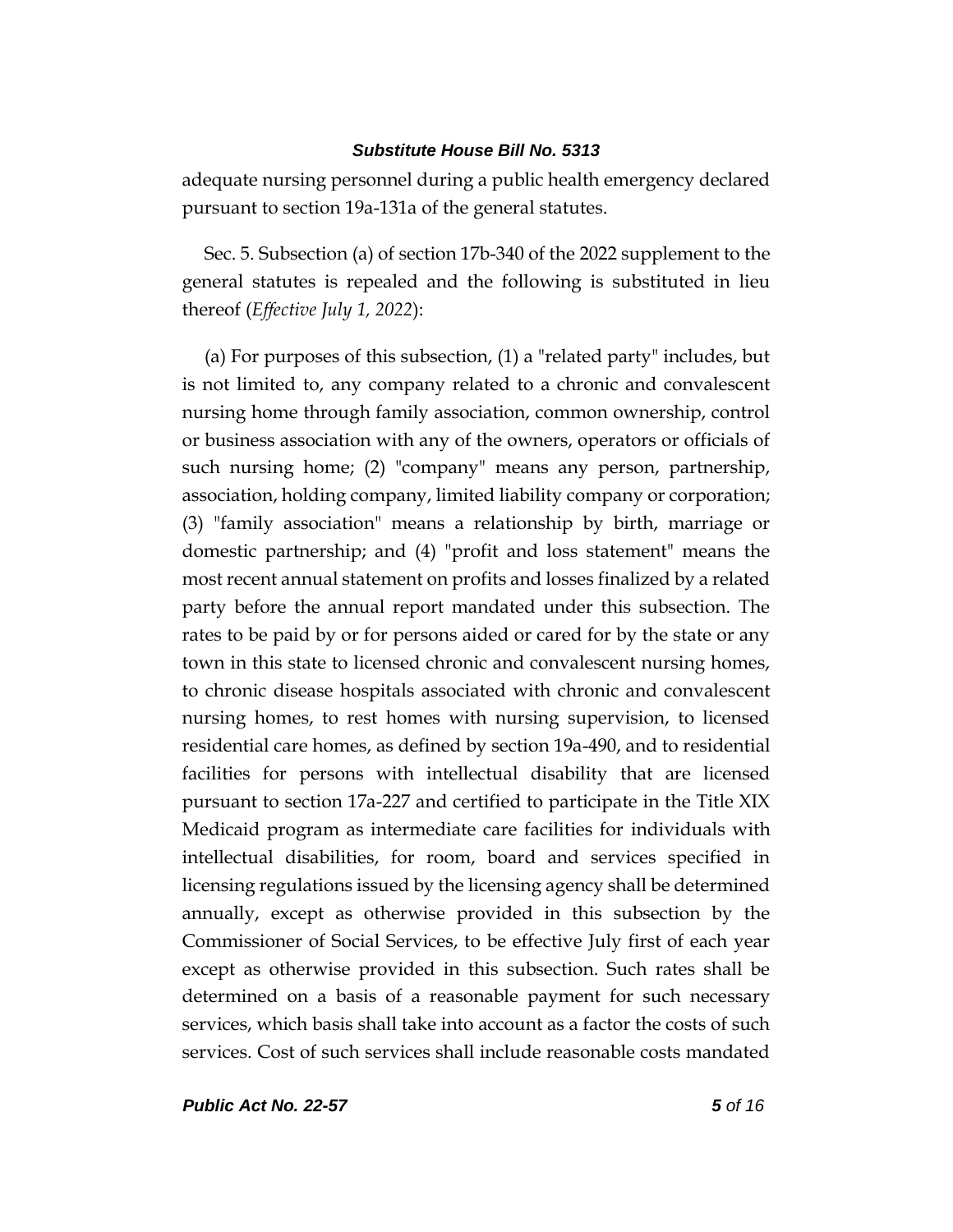adequate nursing personnel during a public health emergency declared pursuant to section 19a-131a of the general statutes.

Sec. 5. Subsection (a) of section 17b-340 of the 2022 supplement to the general statutes is repealed and the following is substituted in lieu thereof (*Effective July 1, 2022*):

(a) For purposes of this subsection, (1) a "related party" includes, but is not limited to, any company related to a chronic and convalescent nursing home through family association, common ownership, control or business association with any of the owners, operators or officials of such nursing home; (2) "company" means any person, partnership, association, holding company, limited liability company or corporation; (3) "family association" means a relationship by birth, marriage or domestic partnership; and (4) "profit and loss statement" means the most recent annual statement on profits and losses finalized by a related party before the annual report mandated under this subsection. The rates to be paid by or for persons aided or cared for by the state or any town in this state to licensed chronic and convalescent nursing homes, to chronic disease hospitals associated with chronic and convalescent nursing homes, to rest homes with nursing supervision, to licensed residential care homes, as defined by section 19a-490, and to residential facilities for persons with intellectual disability that are licensed pursuant to section 17a-227 and certified to participate in the Title XIX Medicaid program as intermediate care facilities for individuals with intellectual disabilities, for room, board and services specified in licensing regulations issued by the licensing agency shall be determined annually, except as otherwise provided in this subsection by the Commissioner of Social Services, to be effective July first of each year except as otherwise provided in this subsection. Such rates shall be determined on a basis of a reasonable payment for such necessary services, which basis shall take into account as a factor the costs of such services. Cost of such services shall include reasonable costs mandated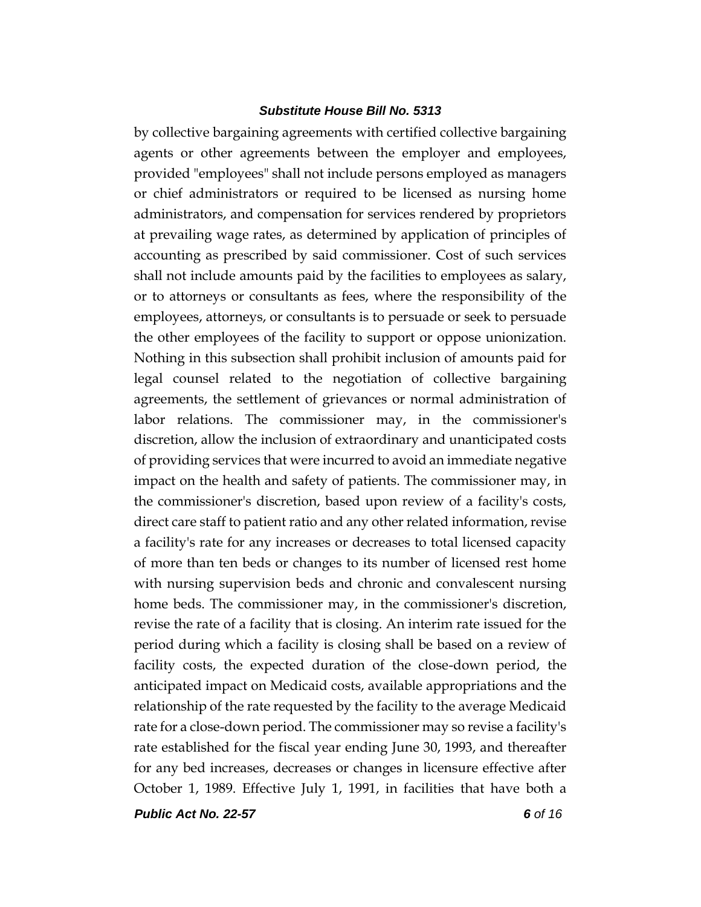by collective bargaining agreements with certified collective bargaining agents or other agreements between the employer and employees, provided "employees" shall not include persons employed as managers or chief administrators or required to be licensed as nursing home administrators, and compensation for services rendered by proprietors at prevailing wage rates, as determined by application of principles of accounting as prescribed by said commissioner. Cost of such services shall not include amounts paid by the facilities to employees as salary, or to attorneys or consultants as fees, where the responsibility of the employees, attorneys, or consultants is to persuade or seek to persuade the other employees of the facility to support or oppose unionization. Nothing in this subsection shall prohibit inclusion of amounts paid for legal counsel related to the negotiation of collective bargaining agreements, the settlement of grievances or normal administration of labor relations. The commissioner may, in the commissioner's discretion, allow the inclusion of extraordinary and unanticipated costs of providing services that were incurred to avoid an immediate negative impact on the health and safety of patients. The commissioner may, in the commissioner's discretion, based upon review of a facility's costs, direct care staff to patient ratio and any other related information, revise a facility's rate for any increases or decreases to total licensed capacity of more than ten beds or changes to its number of licensed rest home with nursing supervision beds and chronic and convalescent nursing home beds. The commissioner may, in the commissioner's discretion, revise the rate of a facility that is closing. An interim rate issued for the period during which a facility is closing shall be based on a review of facility costs, the expected duration of the close-down period, the anticipated impact on Medicaid costs, available appropriations and the relationship of the rate requested by the facility to the average Medicaid rate for a close-down period. The commissioner may so revise a facility's rate established for the fiscal year ending June 30, 1993, and thereafter for any bed increases, decreases or changes in licensure effective after October 1, 1989. Effective July 1, 1991, in facilities that have both a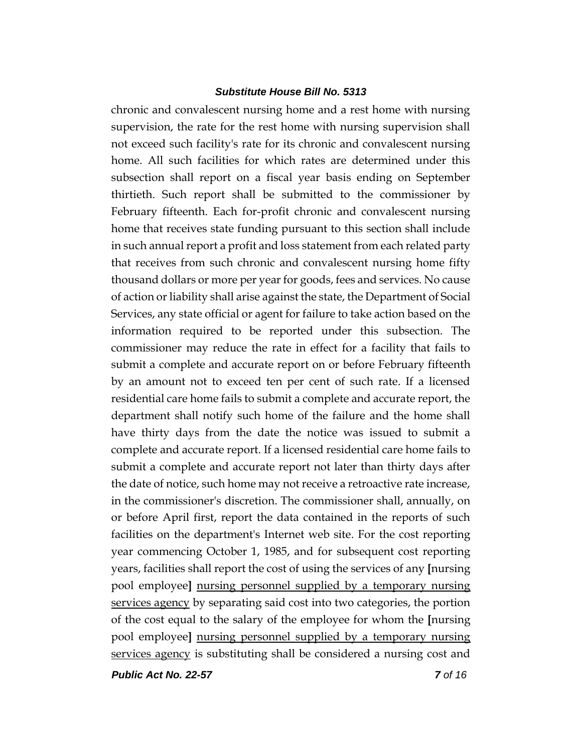chronic and convalescent nursing home and a rest home with nursing supervision, the rate for the rest home with nursing supervision shall not exceed such facility's rate for its chronic and convalescent nursing home. All such facilities for which rates are determined under this subsection shall report on a fiscal year basis ending on September thirtieth. Such report shall be submitted to the commissioner by February fifteenth. Each for-profit chronic and convalescent nursing home that receives state funding pursuant to this section shall include in such annual report a profit and loss statement from each related party that receives from such chronic and convalescent nursing home fifty thousand dollars or more per year for goods, fees and services. No cause of action or liability shall arise against the state, the Department of Social Services, any state official or agent for failure to take action based on the information required to be reported under this subsection. The commissioner may reduce the rate in effect for a facility that fails to submit a complete and accurate report on or before February fifteenth by an amount not to exceed ten per cent of such rate. If a licensed residential care home fails to submit a complete and accurate report, the department shall notify such home of the failure and the home shall have thirty days from the date the notice was issued to submit a complete and accurate report. If a licensed residential care home fails to submit a complete and accurate report not later than thirty days after the date of notice, such home may not receive a retroactive rate increase, in the commissioner's discretion. The commissioner shall, annually, on or before April first, report the data contained in the reports of such facilities on the department's Internet web site. For the cost reporting year commencing October 1, 1985, and for subsequent cost reporting years, facilities shall report the cost of using the services of any **[**nursing pool employee**]** <u>nursing personnel supplied by a temporary nursing services agency</u> by separating said cost into two categories, the portion of the cost equal to the salary of the employee for whom the **[**nursing pool employee**]** <u>nursing personnel supplied by a temporary nursing services agency</u> is substituting shall be considered a nursing cost and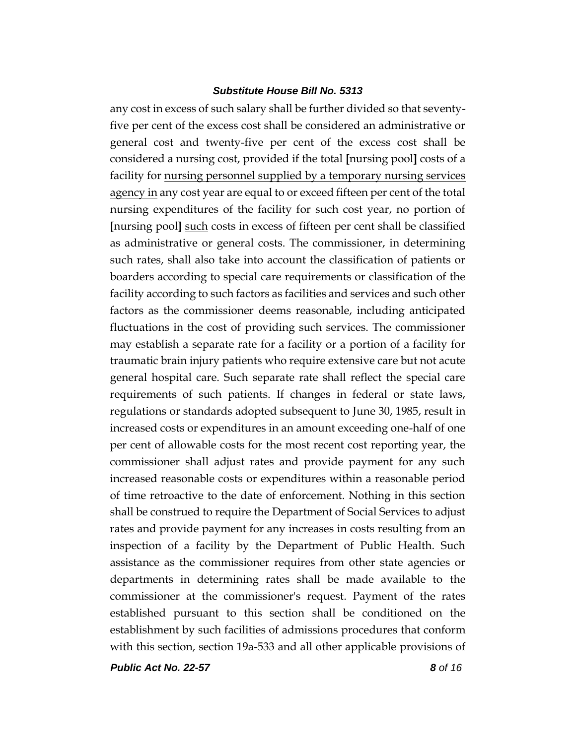any cost in excess of such salary shall be further divided so that seventy-five per cent of the excess cost shall be considered an administrative or general cost and twenty-five per cent of the excess cost shall be considered a nursing cost, provided if the total **[**nursing pool**]** costs of a facility for <u>nursing personnel supplied by a temporary nursing services agency in</u> any cost year are equal to or exceed fifteen per cent of the total nursing expenditures of the facility for such cost year, no portion of **[**nursing pool**]** <u>such</u> costs in excess of fifteen per cent shall be classified as administrative or general costs. The commissioner, in determining such rates, shall also take into account the classification of patients or boarders according to special care requirements or classification of the facility according to such factors as facilities and services and such other factors as the commissioner deems reasonable, including anticipated fluctuations in the cost of providing such services. The commissioner may establish a separate rate for a facility or a portion of a facility for traumatic brain injury patients who require extensive care but not acute general hospital care. Such separate rate shall reflect the special care requirements of such patients. If changes in federal or state laws, regulations or standards adopted subsequent to June 30, 1985, result in increased costs or expenditures in an amount exceeding one-half of one per cent of allowable costs for the most recent cost reporting year, the commissioner shall adjust rates and provide payment for any such increased reasonable costs or expenditures within a reasonable period of time retroactive to the date of enforcement. Nothing in this section shall be construed to require the Department of Social Services to adjust rates and provide payment for any increases in costs resulting from an inspection of a facility by the Department of Public Health. Such assistance as the commissioner requires from other state agencies or departments in determining rates shall be made available to the commissioner at the commissioner's request. Payment of the rates established pursuant to this section shall be conditioned on the establishment by such facilities of admissions procedures that conform with this section, section 19a-533 and all other applicable provisions of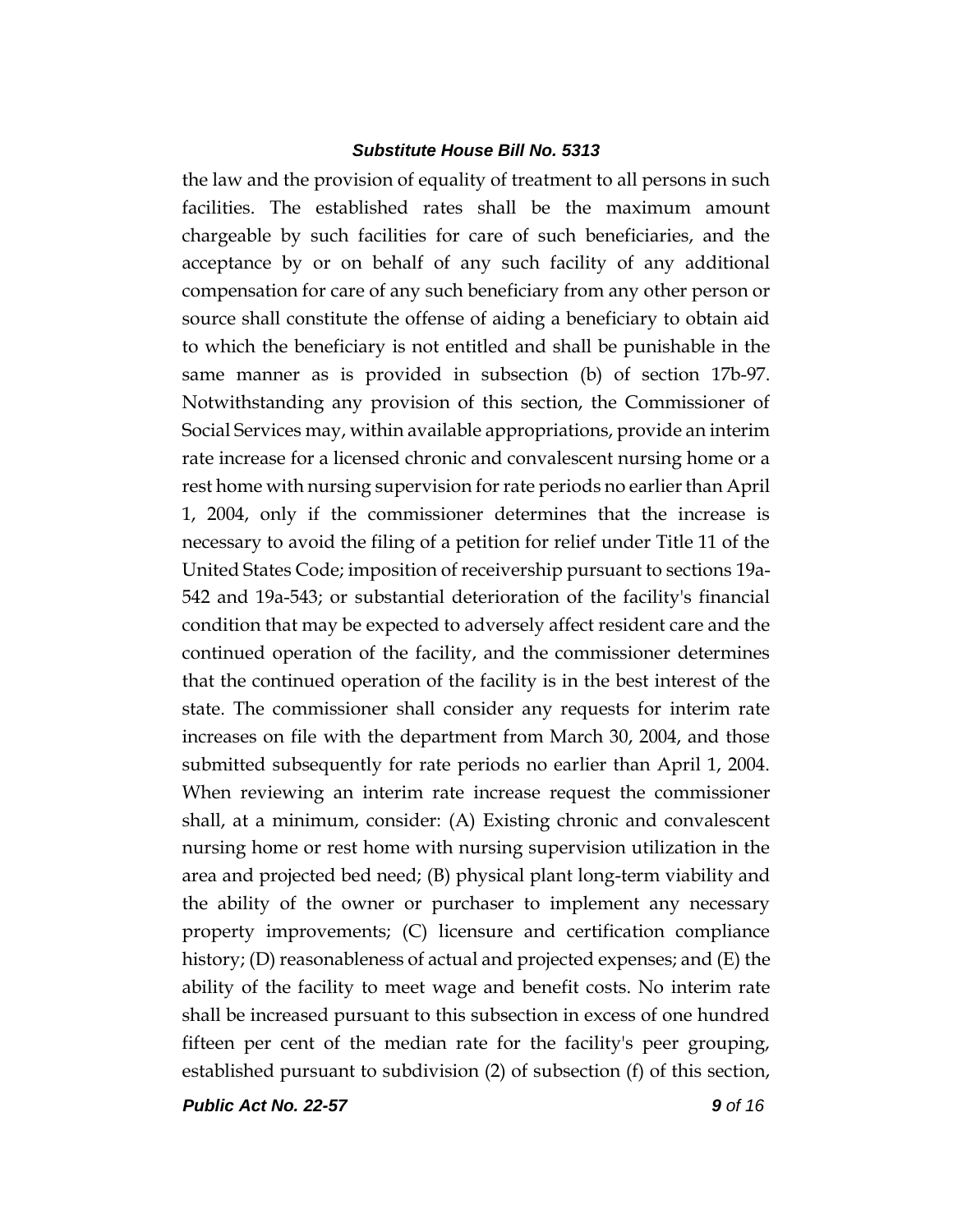the law and the provision of equality of treatment to all persons in such facilities. The established rates shall be the maximum amount chargeable by such facilities for care of such beneficiaries, and the acceptance by or on behalf of any such facility of any additional compensation for care of any such beneficiary from any other person or source shall constitute the offense of aiding a beneficiary to obtain aid to which the beneficiary is not entitled and shall be punishable in the same manner as is provided in subsection (b) of section 17b-97. Notwithstanding any provision of this section, the Commissioner of Social Services may, within available appropriations, provide an interim rate increase for a licensed chronic and convalescent nursing home or a rest home with nursing supervision for rate periods no earlier than April 1, 2004, only if the commissioner determines that the increase is necessary to avoid the filing of a petition for relief under Title 11 of the United States Code; imposition of receivership pursuant to sections 19a-542 and 19a-543; or substantial deterioration of the facility's financial condition that may be expected to adversely affect resident care and the continued operation of the facility, and the commissioner determines that the continued operation of the facility is in the best interest of the state. The commissioner shall consider any requests for interim rate increases on file with the department from March 30, 2004, and those submitted subsequently for rate periods no earlier than April 1, 2004. When reviewing an interim rate increase request the commissioner shall, at a minimum, consider: (A) Existing chronic and convalescent nursing home or rest home with nursing supervision utilization in the area and projected bed need; (B) physical plant long-term viability and the ability of the owner or purchaser to implement any necessary property improvements; (C) licensure and certification compliance history; (D) reasonableness of actual and projected expenses; and (E) the ability of the facility to meet wage and benefit costs. No interim rate shall be increased pursuant to this subsection in excess of one hundred fifteen per cent of the median rate for the facility's peer grouping, established pursuant to subdivision (2) of subsection (f) of this section,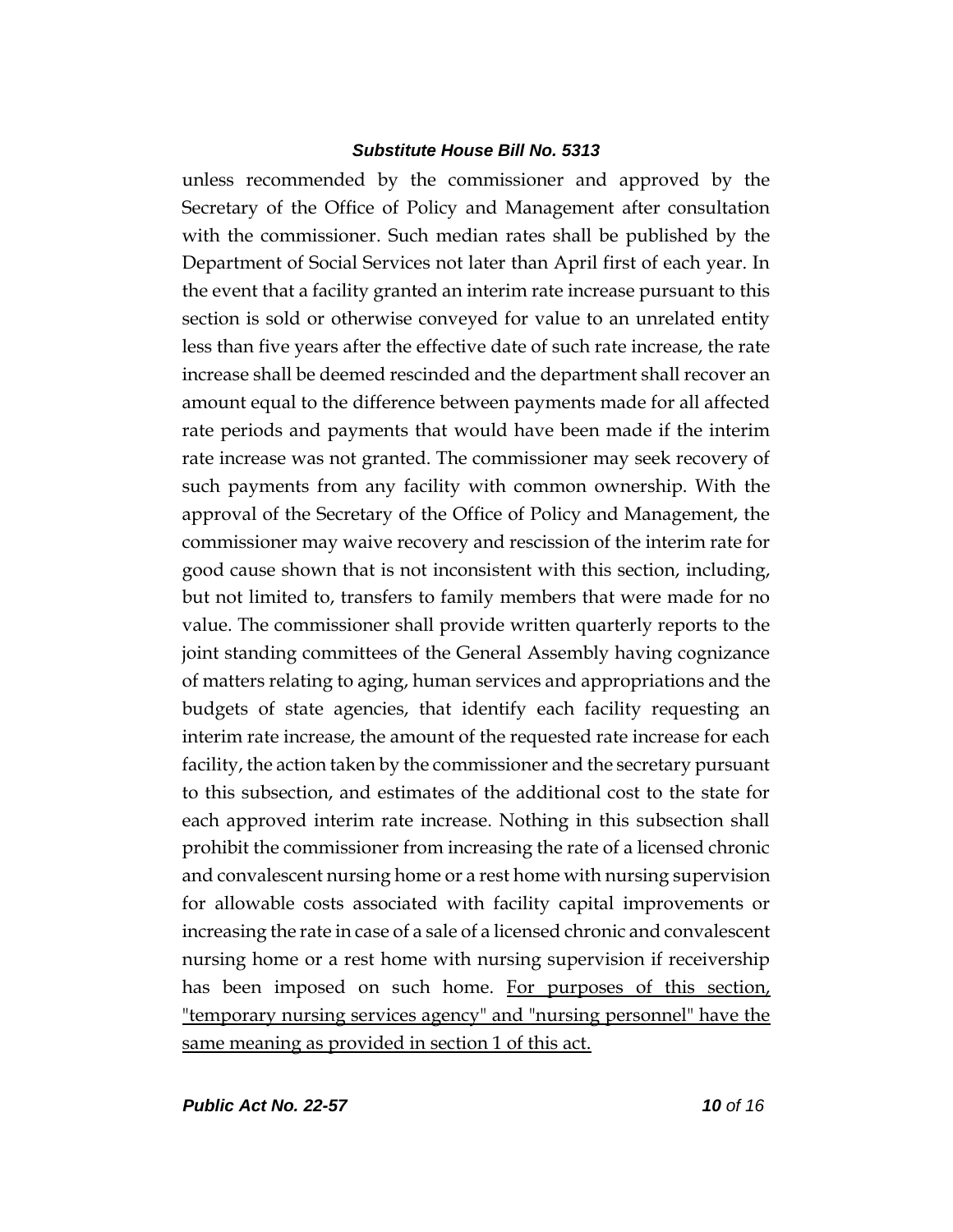unless recommended by the commissioner and approved by the Secretary of the Office of Policy and Management after consultation with the commissioner. Such median rates shall be published by the Department of Social Services not later than April first of each year. In the event that a facility granted an interim rate increase pursuant to this section is sold or otherwise conveyed for value to an unrelated entity less than five years after the effective date of such rate increase, the rate increase shall be deemed rescinded and the department shall recover an amount equal to the difference between payments made for all affected rate periods and payments that would have been made if the interim rate increase was not granted. The commissioner may seek recovery of such payments from any facility with common ownership. With the approval of the Secretary of the Office of Policy and Management, the commissioner may waive recovery and rescission of the interim rate for good cause shown that is not inconsistent with this section, including, but not limited to, transfers to family members that were made for no value. The commissioner shall provide written quarterly reports to the joint standing committees of the General Assembly having cognizance of matters relating to aging, human services and appropriations and the budgets of state agencies, that identify each facility requesting an interim rate increase, the amount of the requested rate increase for each facility, the action taken by the commissioner and the secretary pursuant to this subsection, and estimates of the additional cost to the state for each approved interim rate increase. Nothing in this subsection shall prohibit the commissioner from increasing the rate of a licensed chronic and convalescent nursing home or a rest home with nursing supervision for allowable costs associated with facility capital improvements or increasing the rate in case of a sale of a licensed chronic and convalescent nursing home or a rest home with nursing supervision if receivership has been imposed on such home. <u>For purposes of this section, "temporary nursing services agency" and "nursing personnel" have the same meaning as provided in section 1 of this act.</u>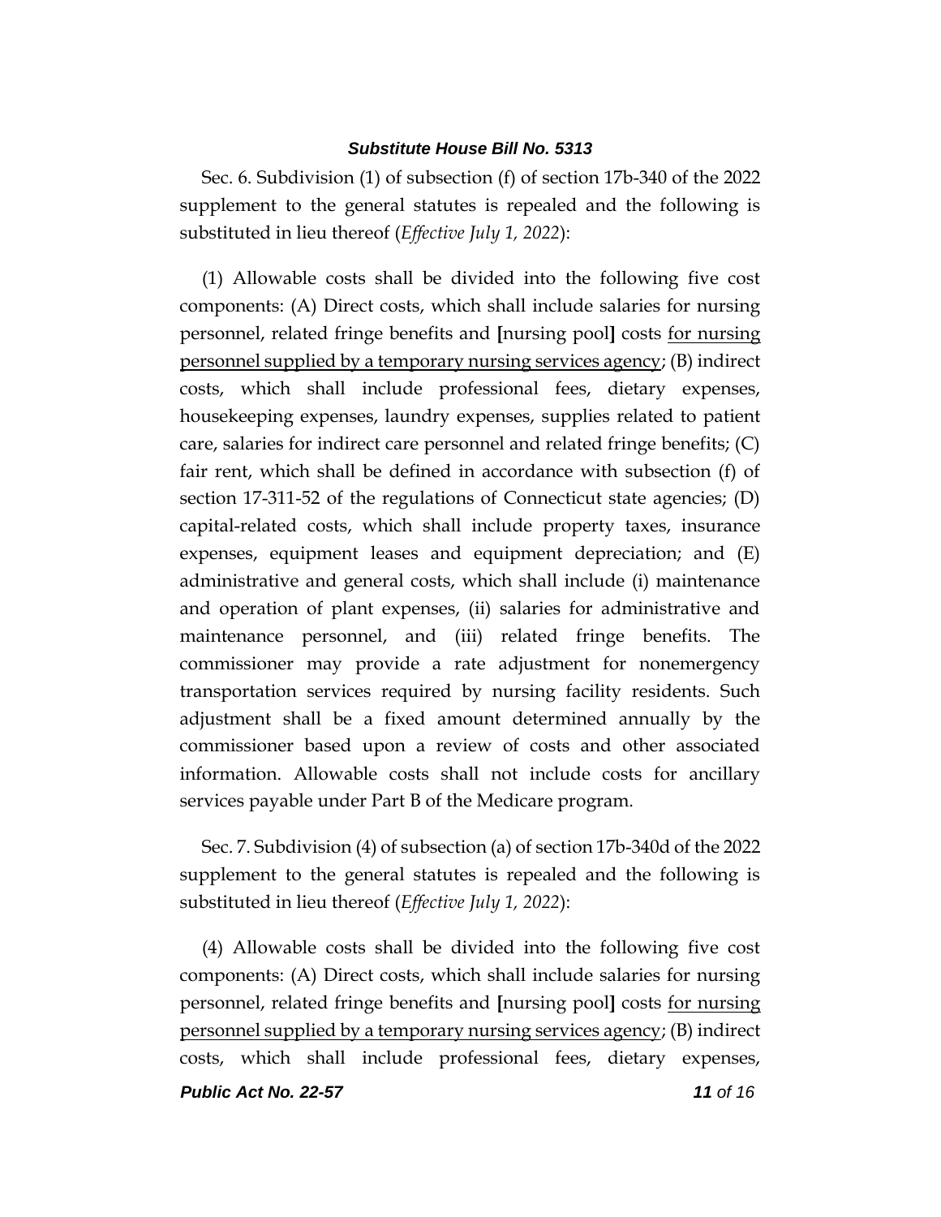Sec. 6. Subdivision (1) of subsection (f) of section 17b-340 of the 2022 supplement to the general statutes is repealed and the following is substituted in lieu thereof (*Effective July 1, 2022*):

(1) Allowable costs shall be divided into the following five cost components: (A) Direct costs, which shall include salaries for nursing personnel, related fringe benefits and **[**nursing pool**]** costs <u>for nursing personnel supplied by a temporary nursing services agency</u>; (B) indirect costs, which shall include professional fees, dietary expenses, housekeeping expenses, laundry expenses, supplies related to patient care, salaries for indirect care personnel and related fringe benefits; (C) fair rent, which shall be defined in accordance with subsection (f) of section 17-311-52 of the regulations of Connecticut state agencies; (D) capital-related costs, which shall include property taxes, insurance expenses, equipment leases and equipment depreciation; and (E) administrative and general costs, which shall include (i) maintenance and operation of plant expenses, (ii) salaries for administrative and maintenance personnel, and (iii) related fringe benefits. The commissioner may provide a rate adjustment for nonemergency transportation services required by nursing facility residents. Such adjustment shall be a fixed amount determined annually by the commissioner based upon a review of costs and other associated information. Allowable costs shall not include costs for ancillary services payable under Part B of the Medicare program.

Sec. 7. Subdivision (4) of subsection (a) of section 17b-340d of the 2022 supplement to the general statutes is repealed and the following is substituted in lieu thereof (*Effective July 1, 2022*):

(4) Allowable costs shall be divided into the following five cost components: (A) Direct costs, which shall include salaries for nursing personnel, related fringe benefits and **[**nursing pool**]** costs <u>for nursing personnel supplied by a temporary nursing services agency</u>; (B) indirect costs, which shall include professional fees, dietary expenses,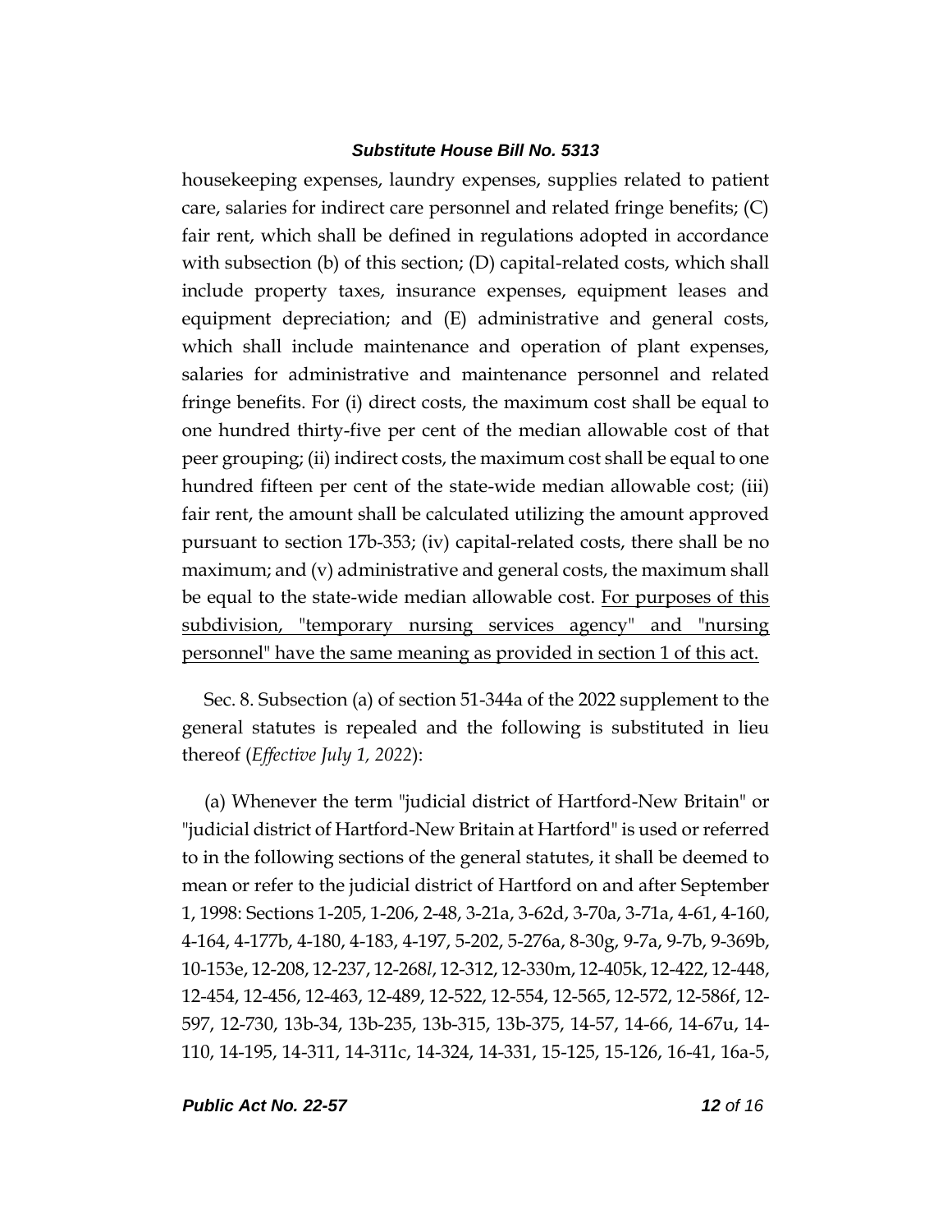housekeeping expenses, laundry expenses, supplies related to patient care, salaries for indirect care personnel and related fringe benefits; (C) fair rent, which shall be defined in regulations adopted in accordance with subsection (b) of this section; (D) capital-related costs, which shall include property taxes, insurance expenses, equipment leases and equipment depreciation; and (E) administrative and general costs, which shall include maintenance and operation of plant expenses, salaries for administrative and maintenance personnel and related fringe benefits. For (i) direct costs, the maximum cost shall be equal to one hundred thirty-five per cent of the median allowable cost of that peer grouping; (ii) indirect costs, the maximum cost shall be equal to one hundred fifteen per cent of the state-wide median allowable cost; (iii) fair rent, the amount shall be calculated utilizing the amount approved pursuant to section 17b-353; (iv) capital-related costs, there shall be no maximum; and (v) administrative and general costs, the maximum shall be equal to the state-wide median allowable cost. <u>For purposes of this subdivision, "temporary nursing services agency" and "nursing personnel" have the same meaning as provided in section 1 of this act.</u>

Sec. 8. Subsection (a) of section 51-344a of the 2022 supplement to the general statutes is repealed and the following is substituted in lieu thereof (*Effective July 1, 2022*):

(a) Whenever the term "judicial district of Hartford-New Britain" or "judicial district of Hartford-New Britain at Hartford" is used or referred to in the following sections of the general statutes, it shall be deemed to mean or refer to the judicial district of Hartford on and after September 1, 1998: Sections 1-205, 1-206, 2-48, 3-21a, 3-62d, 3-70a, 3-71a, 4-61, 4-160, 4-164, 4-177b, 4-180, 4-183, 4-197, 5-202, 5-276a, 8-30g, 9-7a, 9-7b, 9-369b, 10-153e, 12-208, 12-237, 12-268*l*, 12-312, 12-330m, 12-405k, 12-422, 12-448, 12-454, 12-456, 12-463, 12-489, 12-522, 12-554, 12-565, 12-572, 12-586f, 12-597, 12-730, 13b-34, 13b-235, 13b-315, 13b-375, 14-57, 14-66, 14-67u, 14-110, 14-195, 14-311, 14-311c, 14-324, 14-331, 15-125, 15-126, 16-41, 16a-5,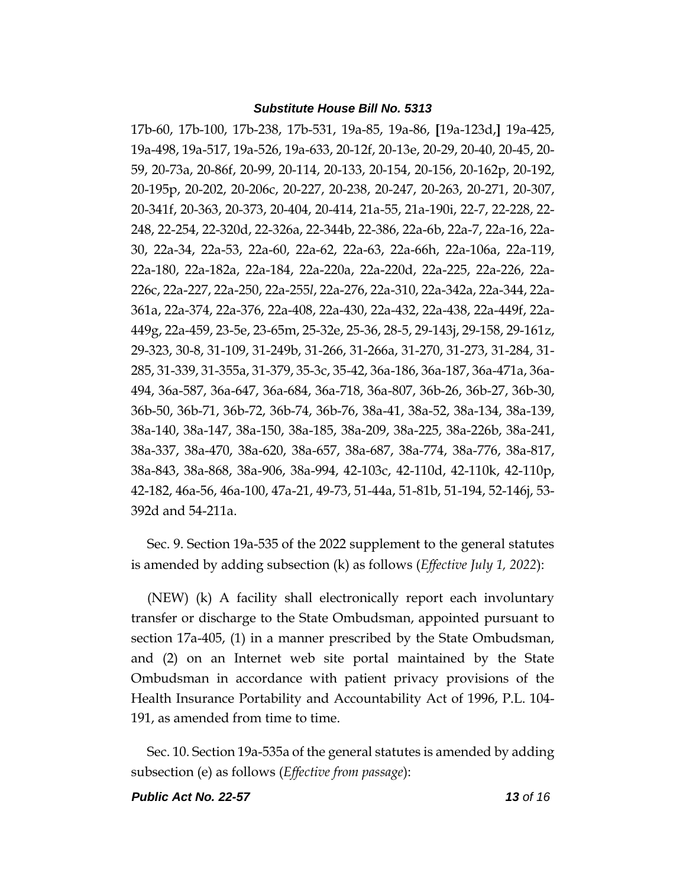17b-60, 17b-100, 17b-238, 17b-531, 19a-85, 19a-86, **[**19a-123d,**]** 19a-425, 19a-498, 19a-517, 19a-526, 19a-633, 20-12f, 20-13e, 20-29, 20-40, 20-45, 20-59, 20-73a, 20-86f, 20-99, 20-114, 20-133, 20-154, 20-156, 20-162p, 20-192, 20-195p, 20-202, 20-206c, 20-227, 20-238, 20-247, 20-263, 20-271, 20-307, 20-341f, 20-363, 20-373, 20-404, 20-414, 21a-55, 21a-190i, 22-7, 22-228, 22-248, 22-254, 22-320d, 22-326a, 22-344b, 22-386, 22a-6b, 22a-7, 22a-16, 22a-30, 22a-34, 22a-53, 22a-60, 22a-62, 22a-63, 22a-66h, 22a-106a, 22a-119, 22a-180, 22a-182a, 22a-184, 22a-220a, 22a-220d, 22a-225, 22a-226, 22a-226c, 22a-227, 22a-250, 22a-255*l*, 22a-276, 22a-310, 22a-342a, 22a-344, 22a-361a, 22a-374, 22a-376, 22a-408, 22a-430, 22a-432, 22a-438, 22a-449f, 22a-449g, 22a-459, 23-5e, 23-65m, 25-32e, 25-36, 28-5, 29-143j, 29-158, 29-161z, 29-323, 30-8, 31-109, 31-249b, 31-266, 31-266a, 31-270, 31-273, 31-284, 31-285, 31-339, 31-355a, 31-379, 35-3c, 35-42, 36a-186, 36a-187, 36a-471a, 36a-494, 36a-587, 36a-647, 36a-684, 36a-718, 36a-807, 36b-26, 36b-27, 36b-30, 36b-50, 36b-71, 36b-72, 36b-74, 36b-76, 38a-41, 38a-52, 38a-134, 38a-139, 38a-140, 38a-147, 38a-150, 38a-185, 38a-209, 38a-225, 38a-226b, 38a-241, 38a-337, 38a-470, 38a-620, 38a-657, 38a-687, 38a-774, 38a-776, 38a-817, 38a-843, 38a-868, 38a-906, 38a-994, 42-103c, 42-110d, 42-110k, 42-110p, 42-182, 46a-56, 46a-100, 47a-21, 49-73, 51-44a, 51-81b, 51-194, 52-146j, 53-392d and 54-211a.

Sec. 9. Section 19a-535 of the 2022 supplement to the general statutes is amended by adding subsection (k) as follows (*Effective July 1, 2022*):

(NEW) (k) A facility shall electronically report each involuntary transfer or discharge to the State Ombudsman, appointed pursuant to section 17a-405, (1) in a manner prescribed by the State Ombudsman, and (2) on an Internet web site portal maintained by the State Ombudsman in accordance with patient privacy provisions of the Health Insurance Portability and Accountability Act of 1996, P.L. 104-191, as amended from time to time.

Sec. 10. Section 19a-535a of the general statutes is amended by adding subsection (e) as follows (*Effective from passage*):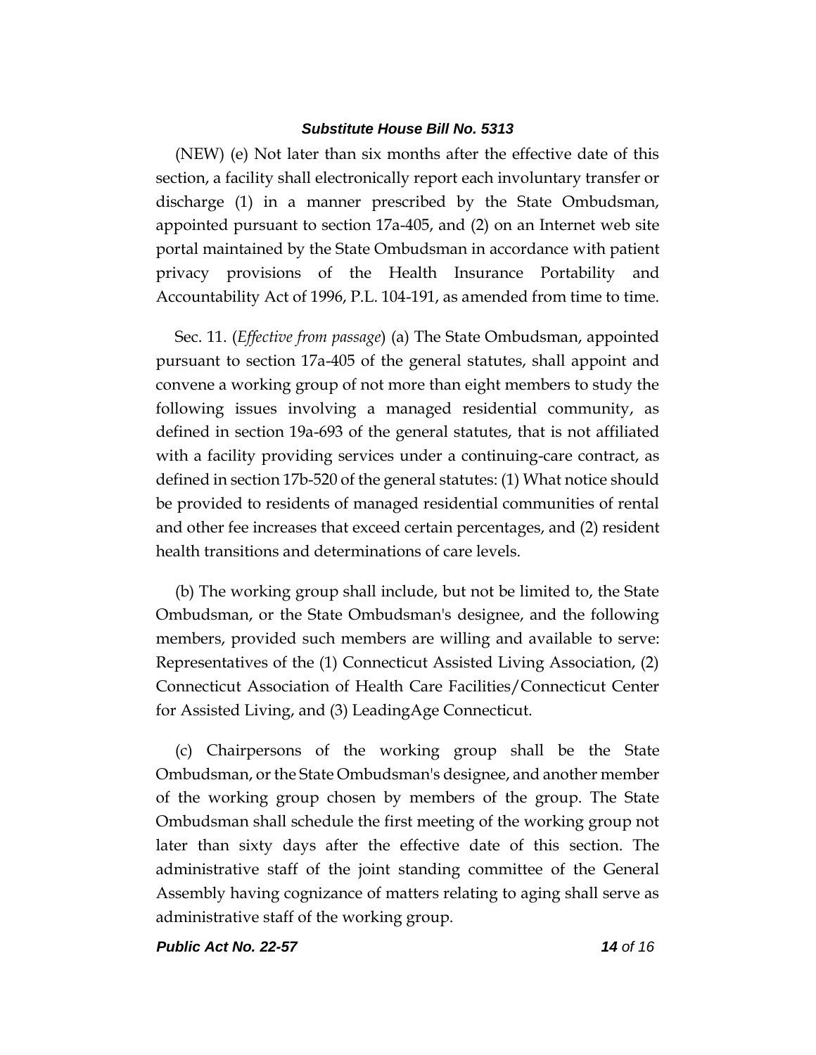(NEW) (e) Not later than six months after the effective date of this section, a facility shall electronically report each involuntary transfer or discharge (1) in a manner prescribed by the State Ombudsman, appointed pursuant to section 17a-405, and (2) on an Internet web site portal maintained by the State Ombudsman in accordance with patient privacy provisions of the Health Insurance Portability and Accountability Act of 1996, P.L. 104-191, as amended from time to time.

Sec. 11. (*Effective from passage*) (a) The State Ombudsman, appointed pursuant to section 17a-405 of the general statutes, shall appoint and convene a working group of not more than eight members to study the following issues involving a managed residential community, as defined in section 19a-693 of the general statutes, that is not affiliated with a facility providing services under a continuing-care contract, as defined in section 17b-520 of the general statutes: (1) What notice should be provided to residents of managed residential communities of rental and other fee increases that exceed certain percentages, and (2) resident health transitions and determinations of care levels.

(b) The working group shall include, but not be limited to, the State Ombudsman, or the State Ombudsman's designee, and the following members, provided such members are willing and available to serve: Representatives of the (1) Connecticut Assisted Living Association, (2) Connecticut Association of Health Care Facilities/Connecticut Center for Assisted Living, and (3) LeadingAge Connecticut.

(c) Chairpersons of the working group shall be the State Ombudsman, or the State Ombudsman's designee, and another member of the working group chosen by members of the group. The State Ombudsman shall schedule the first meeting of the working group not later than sixty days after the effective date of this section. The administrative staff of the joint standing committee of the General Assembly having cognizance of matters relating to aging shall serve as administrative staff of the working group.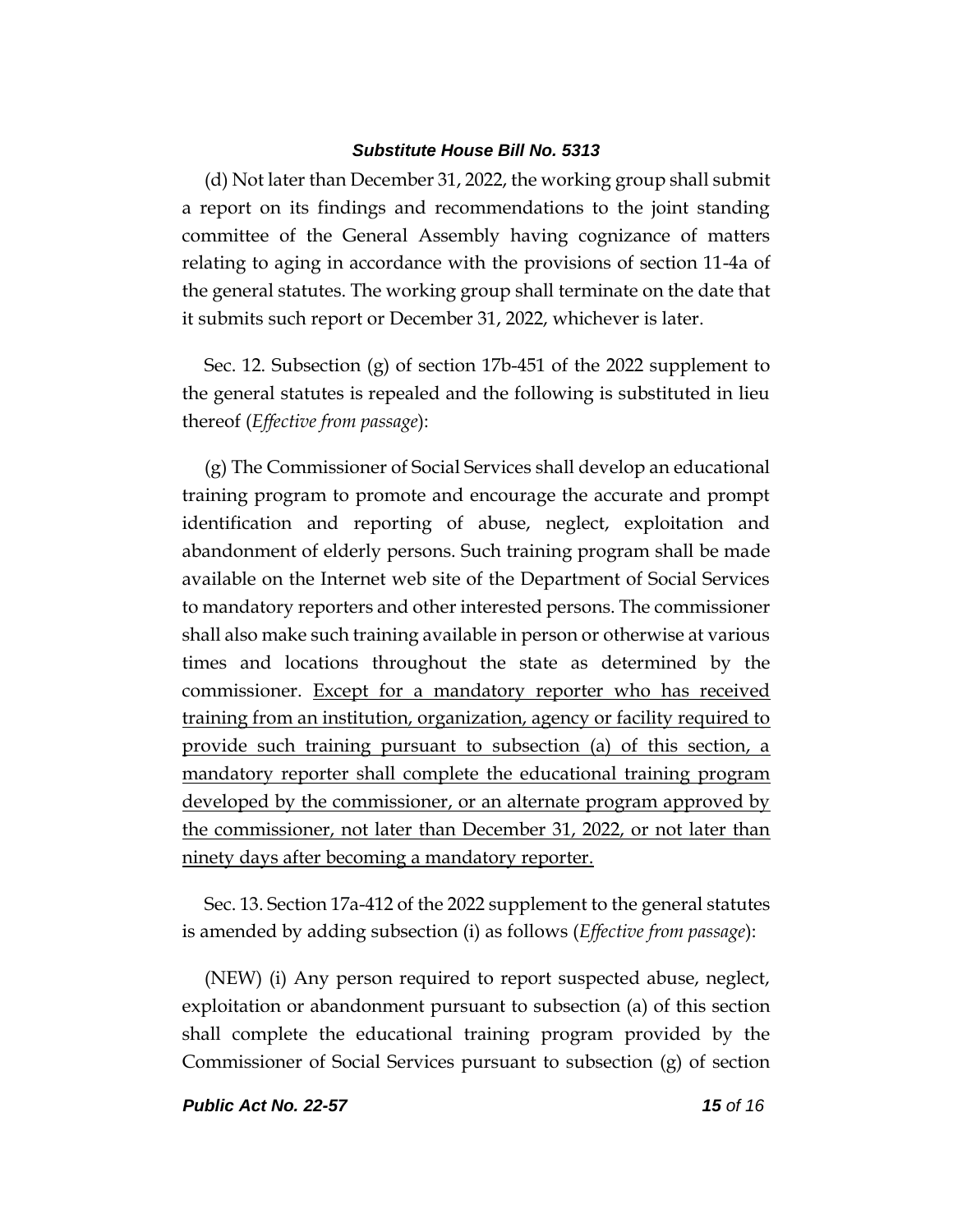(d) Not later than December 31, 2022, the working group shall submit a report on its findings and recommendations to the joint standing committee of the General Assembly having cognizance of matters relating to aging in accordance with the provisions of section 11-4a of the general statutes. The working group shall terminate on the date that it submits such report or December 31, 2022, whichever is later.

Sec. 12. Subsection (g) of section 17b-451 of the 2022 supplement to the general statutes is repealed and the following is substituted in lieu thereof (*Effective from passage*):

(g) The Commissioner of Social Services shall develop an educational training program to promote and encourage the accurate and prompt identification and reporting of abuse, neglect, exploitation and abandonment of elderly persons. Such training program shall be made available on the Internet web site of the Department of Social Services to mandatory reporters and other interested persons. The commissioner shall also make such training available in person or otherwise at various times and locations throughout the state as determined by the commissioner. <u>Except for a mandatory reporter who has received training from an institution, organization, agency or facility required to provide such training pursuant to subsection (a) of this section, a mandatory reporter shall complete the educational training program developed by the commissioner, or an alternate program approved by the commissioner, not later than December 31, 2022, or not later than ninety days after becoming a mandatory reporter.</u>

Sec. 13. Section 17a-412 of the 2022 supplement to the general statutes is amended by adding subsection (i) as follows (*Effective from passage*):

(NEW) (i) Any person required to report suspected abuse, neglect, exploitation or abandonment pursuant to subsection (a) of this section shall complete the educational training program provided by the Commissioner of Social Services pursuant to subsection (g) of section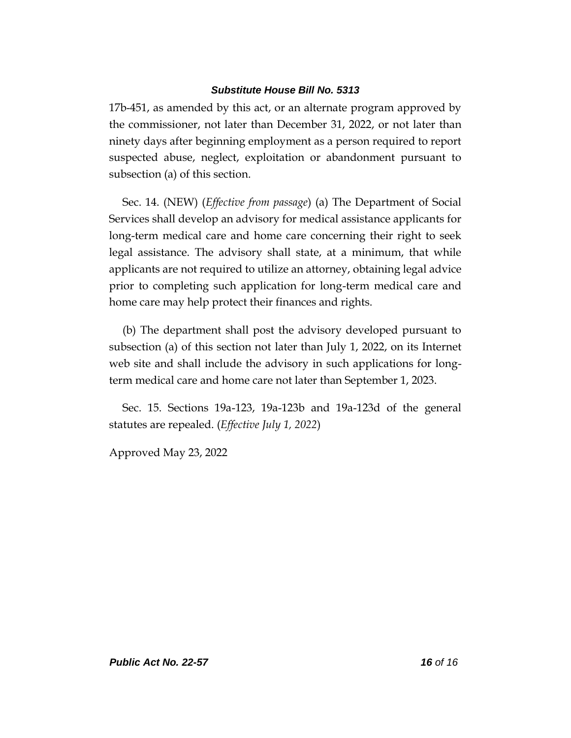17b-451, as amended by this act, or an alternate program approved by the commissioner, not later than December 31, 2022, or not later than ninety days after beginning employment as a person required to report suspected abuse, neglect, exploitation or abandonment pursuant to subsection (a) of this section.

Sec. 14. (NEW) (*Effective from passage*) (a) The Department of Social Services shall develop an advisory for medical assistance applicants for long-term medical care and home care concerning their right to seek legal assistance. The advisory shall state, at a minimum, that while applicants are not required to utilize an attorney, obtaining legal advice prior to completing such application for long-term medical care and home care may help protect their finances and rights.

(b) The department shall post the advisory developed pursuant to subsection (a) of this section not later than July 1, 2022, on its Internet web site and shall include the advisory in such applications for long-term medical care and home care not later than September 1, 2023.

Sec. 15. Sections 19a-123, 19a-123b and 19a-123d of the general statutes are repealed. (*Effective July 1, 2022*)

Approved May 23, 2022